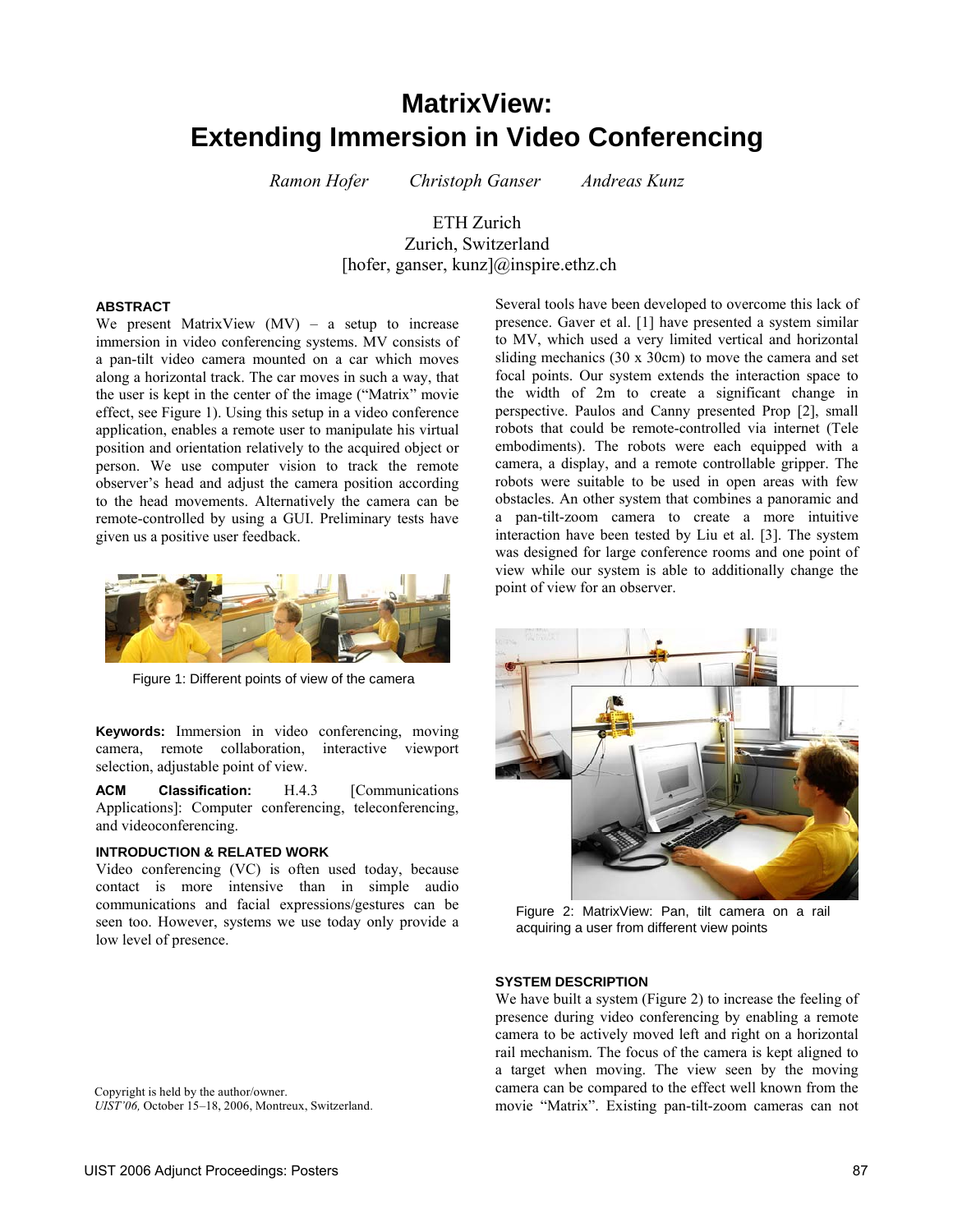# MatrixView:
# Extending Immersion in Video Conferencing

*Ramon Hofer* *Christoph Ganser* *Andreas Kunz*

ETH Zurich
Zurich, Switzerland
[hofer, ganser, kunz]@inspire.ethz.ch

## ABSTRACT

We present MatrixView (MV) – a setup to increase immersion in video conferencing systems. MV consists of a pan-tilt video camera mounted on a car which moves along a horizontal track. The car moves in such a way, that the user is kept in the center of the image ("Matrix" movie effect, see Figure 1). Using this setup in a video conference application, enables a remote user to manipulate his virtual position and orientation relatively to the acquired object or person. We use computer vision to track the remote observer's head and adjust the camera position according to the head movements. Alternatively the camera can be remote-controlled by using a GUI. Preliminary tests have given us a positive user feedback.

Figure 1: Different points of view of the camera

**Keywords:** Immersion in video conferencing, moving camera, remote collaboration, interactive viewport selection, adjustable point of view.

**ACM Classification:** H.4.3 [Communications Applications]: Computer conferencing, teleconferencing, and videoconferencing.

## INTRODUCTION & RELATED WORK

Video conferencing (VC) is often used today, because contact is more intensive than in simple audio communications and facial expressions/gestures can be seen too. However, systems we use today only provide a low level of presence.

Copyright is held by the author/owner.
*UIST'06,* October 15–18, 2006, Montreux, Switzerland.

Several tools have been developed to overcome this lack of presence. Gaver et al. [1] have presented a system similar to MV, which used a very limited vertical and horizontal sliding mechanics (30 x 30cm) to move the camera and set focal points. Our system extends the interaction space to the width of 2m to create a significant change in perspective. Paulos and Canny presented Prop [2], small robots that could be remote-controlled via internet (Tele embodiments). The robots were each equipped with a camera, a display, and a remote controllable gripper. The robots were suitable to be used in open areas with few obstacles. An other system that combines a panoramic and a pan-tilt-zoom camera to create a more intuitive interaction have been tested by Liu et al. [3]. The system was designed for large conference rooms and one point of view while our system is able to additionally change the point of view for an observer.

Figure 2: MatrixView: Pan, tilt camera on a rail acquiring a user from different view points

## SYSTEM DESCRIPTION

We have built a system (Figure 2) to increase the feeling of presence during video conferencing by enabling a remote camera to be actively moved left and right on a horizontal rail mechanism. The focus of the camera is kept aligned to a target when moving. The view seen by the moving camera can be compared to the effect well known from the movie "Matrix". Existing pan-tilt-zoom cameras can not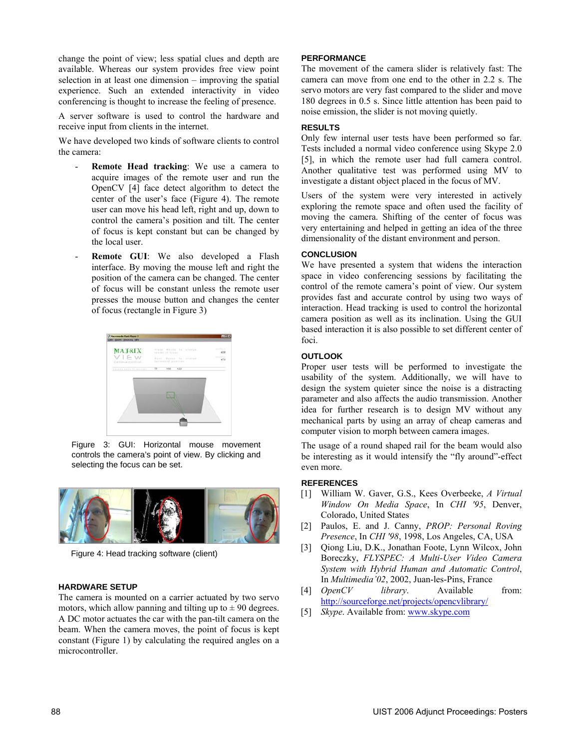change the point of view; less spatial clues and depth are available. Whereas our system provides free view point selection in at least one dimension – improving the spatial experience. Such an extended interactivity in video conferencing is thought to increase the feeling of presence.

A server software is used to control the hardware and receive input from clients in the internet.

We have developed two kinds of software clients to control the camera:

- **Remote Head tracking**: We use a camera to acquire images of the remote user and run the OpenCV [4] face detect algorithm to detect the center of the user's face (Figure 4). The remote user can move his head left, right and up, down to control the camera's position and tilt. The center of focus is kept constant but can be changed by the local user.
- **Remote GUI**: We also developed a Flash interface. By moving the mouse left and right the position of the camera can be changed. The center of focus will be constant unless the remote user presses the mouse button and changes the center of focus (rectangle in Figure 3)

Figure 3: GUI: Horizontal mouse movement controls the camera's point of view. By clicking and selecting the focus can be set.

Figure 4: Head tracking software (client)

## HARDWARE SETUP

The camera is mounted on a carrier actuated by two servo motors, which allow panning and tilting up to ± 90 degrees. A DC motor actuates the car with the pan-tilt camera on the beam. When the camera moves, the point of focus is kept constant (Figure 1) by calculating the required angles on a microcontroller.

## PERFORMANCE

The movement of the camera slider is relatively fast: The camera can move from one end to the other in 2.2 s. The servo motors are very fast compared to the slider and move 180 degrees in 0.5 s. Since little attention has been paid to noise emission, the slider is not moving quietly.

## RESULTS

Only few internal user tests have been performed so far. Tests included a normal video conference using Skype 2.0 [5], in which the remote user had full camera control. Another qualitative test was performed using MV to investigate a distant object placed in the focus of MV.

Users of the system were very interested in actively exploring the remote space and often used the facility of moving the camera. Shifting of the center of focus was very entertaining and helped in getting an idea of the three dimensionality of the distant environment and person.

## CONCLUSION

We have presented a system that widens the interaction space in video conferencing sessions by facilitating the control of the remote camera's point of view. Our system provides fast and accurate control by using two ways of interaction. Head tracking is used to control the horizontal camera position as well as its inclination. Using the GUI based interaction it is also possible to set different center of foci.

## OUTLOOK

Proper user tests will be performed to investigate the usability of the system. Additionally, we will have to design the system quieter since the noise is a distracting parameter and also affects the audio transmission. Another idea for further research is to design MV without any mechanical parts by using an array of cheap cameras and computer vision to morph between camera images.

The usage of a round shaped rail for the beam would also be interesting as it would intensify the "fly around"-effect even more.

## REFERENCES

[1] William W. Gaver, G.S., Kees Overbeeke, *A Virtual Window On Media Space*, In *CHI '95*, Denver, Colorado, United States

[2] Paulos, E. and J. Canny, *PROP: Personal Roving Presence*, In *CHI '98*, 1998, Los Angeles, CA, USA

[3] Qiong Liu, D.K., Jonathan Foote, Lynn Wilcox, John Boreczky, *FLYSPEC: A Multi-User Video Camera System with Hybrid Human and Automatic Control*, In *Multimedia'02*, 2002, Juan-les-Pins, France

[4] *OpenCV library*. Available from: http://sourceforge.net/projects/opencvlibrary/

[5] *Skype*. Available from: www.skype.com